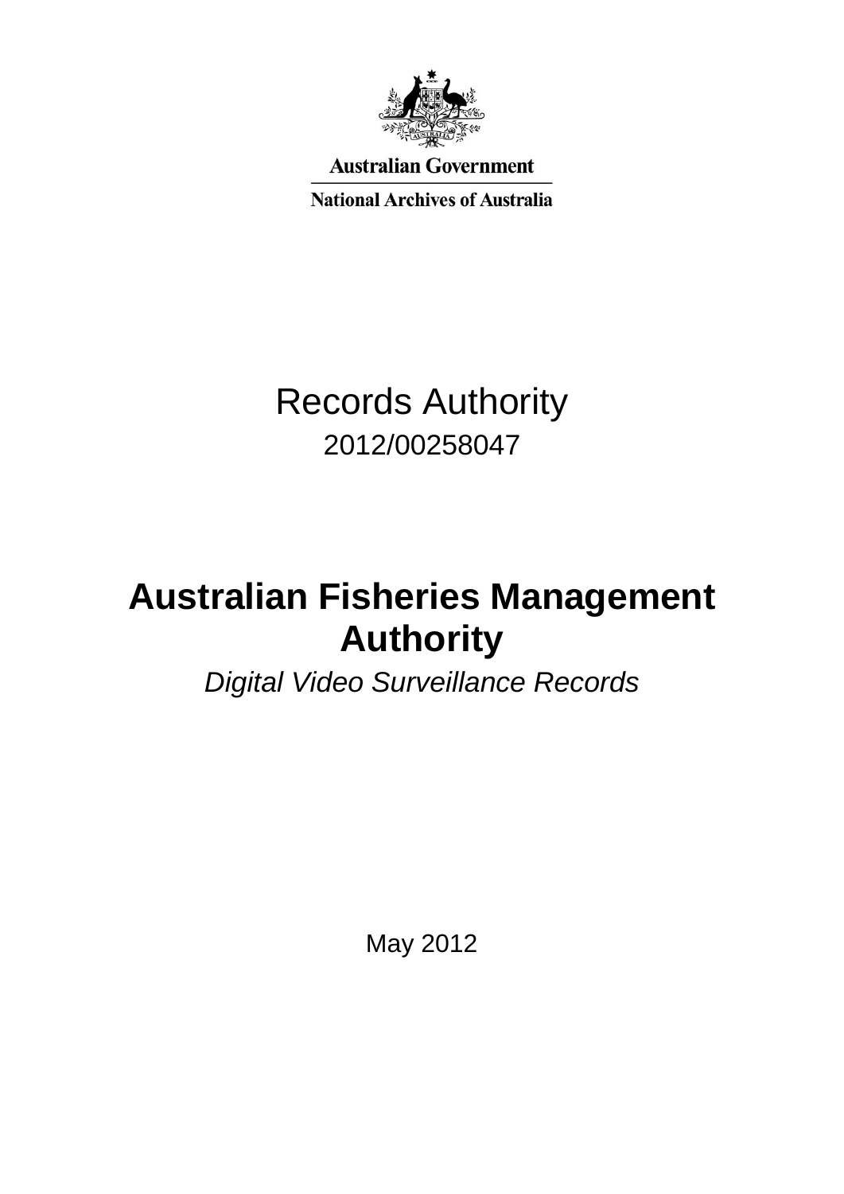Australian Government

National Archives of Australia

# Records Authority

2012/00258047

# Australian Fisheries Management Authority

*Digital Video Surveillance Records*

May 2012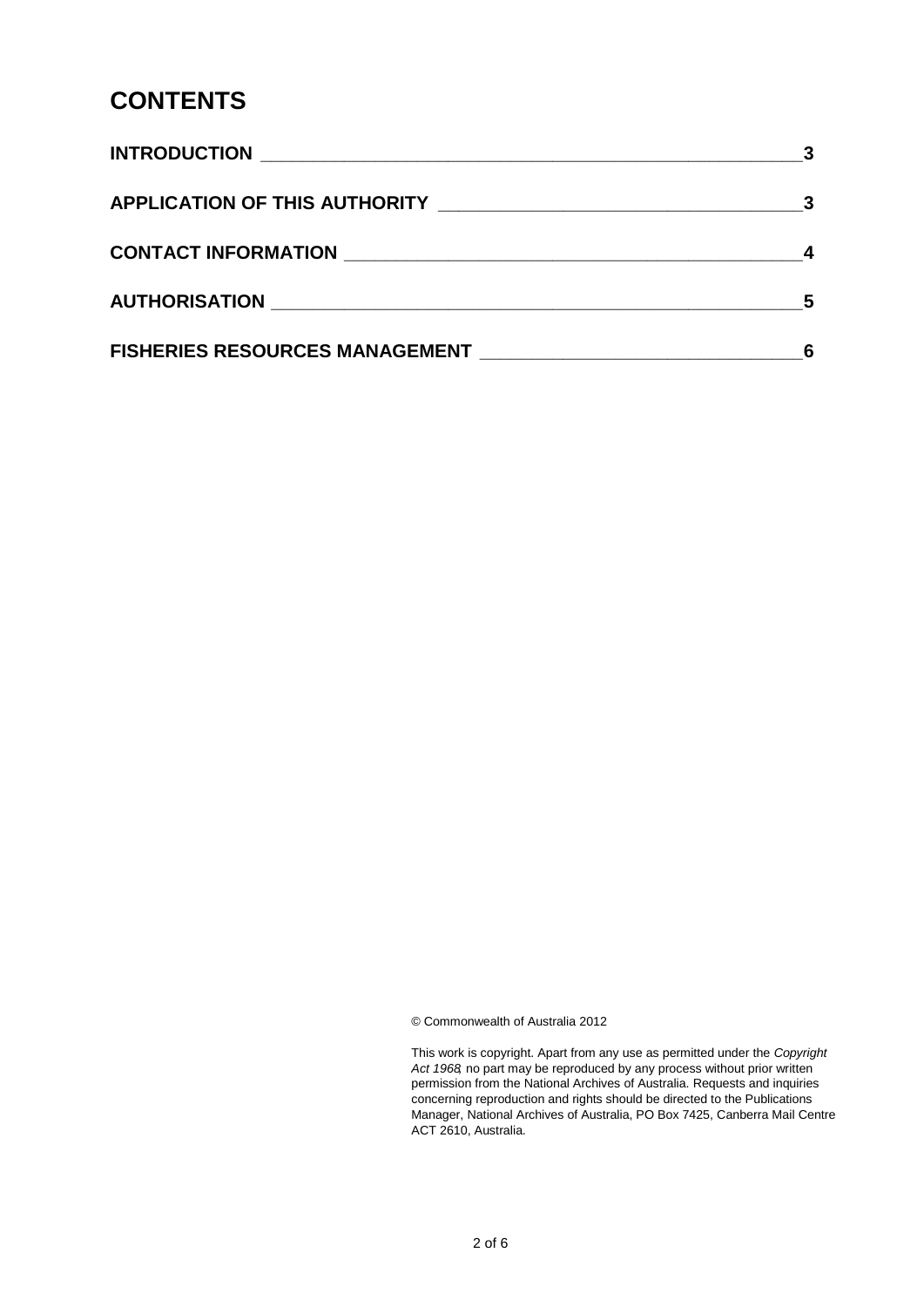# CONTENTS

| | |
|---|---|
| **INTRODUCTION** | **3** |
| **APPLICATION OF THIS AUTHORITY** | **3** |
| **CONTACT INFORMATION** | **4** |
| **AUTHORISATION** | **5** |
| **FISHERIES RESOURCES MANAGEMENT** | **6** |

© Commonwealth of Australia 2012

This work is copyright. Apart from any use as permitted under the *Copyright Act 1968*, no part may be reproduced by any process without prior written permission from the National Archives of Australia. Requests and inquiries concerning reproduction and rights should be directed to the Publications Manager, National Archives of Australia, PO Box 7425, Canberra Mail Centre ACT 2610, Australia.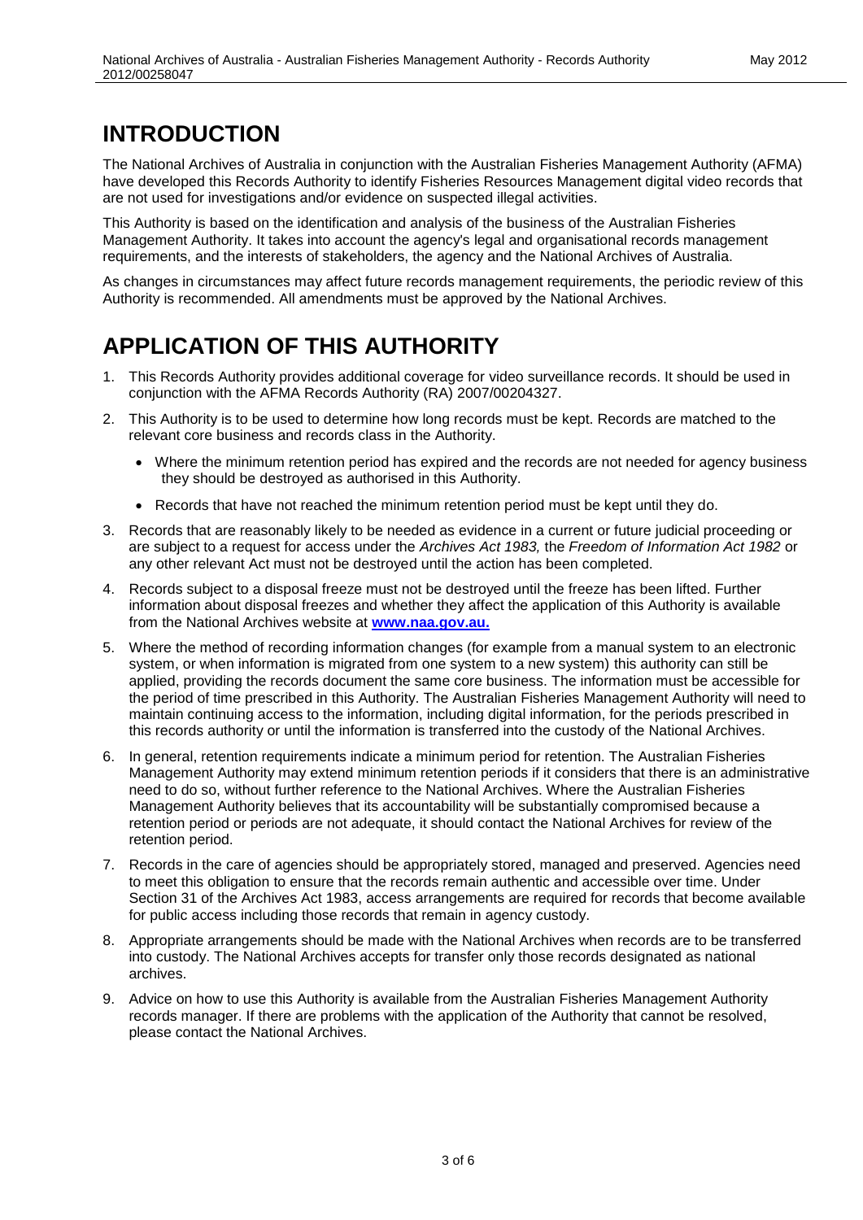# INTRODUCTION

The National Archives of Australia in conjunction with the Australian Fisheries Management Authority (AFMA) have developed this Records Authority to identify Fisheries Resources Management digital video records that are not used for investigations and/or evidence on suspected illegal activities.

This Authority is based on the identification and analysis of the business of the Australian Fisheries Management Authority. It takes into account the agency's legal and organisational records management requirements, and the interests of stakeholders, the agency and the National Archives of Australia.

As changes in circumstances may affect future records management requirements, the periodic review of this Authority is recommended. All amendments must be approved by the National Archives.

# APPLICATION OF THIS AUTHORITY

1. This Records Authority provides additional coverage for video surveillance records. It should be used in conjunction with the AFMA Records Authority (RA) 2007/00204327.
2. This Authority is to be used to determine how long records must be kept. Records are matched to the relevant core business and records class in the Authority.
   - Where the minimum retention period has expired and the records are not needed for agency business they should be destroyed as authorised in this Authority.
   - Records that have not reached the minimum retention period must be kept until they do.
3. Records that are reasonably likely to be needed as evidence in a current or future judicial proceeding or are subject to a request for access under the *Archives Act 1983,* the *Freedom of Information Act 1982* or any other relevant Act must not be destroyed until the action has been completed.
4. Records subject to a disposal freeze must not be destroyed until the freeze has been lifted. Further information about disposal freezes and whether they affect the application of this Authority is available from the National Archives website at **www.naa.gov.au.**
5. Where the method of recording information changes (for example from a manual system to an electronic system, or when information is migrated from one system to a new system) this authority can still be applied, providing the records document the same core business. The information must be accessible for the period of time prescribed in this Authority. The Australian Fisheries Management Authority will need to maintain continuing access to the information, including digital information, for the periods prescribed in this records authority or until the information is transferred into the custody of the National Archives.
6. In general, retention requirements indicate a minimum period for retention. The Australian Fisheries Management Authority may extend minimum retention periods if it considers that there is an administrative need to do so, without further reference to the National Archives. Where the Australian Fisheries Management Authority believes that its accountability will be substantially compromised because a retention period or periods are not adequate, it should contact the National Archives for review of the retention period.
7. Records in the care of agencies should be appropriately stored, managed and preserved. Agencies need to meet this obligation to ensure that the records remain authentic and accessible over time. Under Section 31 of the Archives Act 1983, access arrangements are required for records that become available for public access including those records that remain in agency custody.
8. Appropriate arrangements should be made with the National Archives when records are to be transferred into custody. The National Archives accepts for transfer only those records designated as national archives.
9. Advice on how to use this Authority is available from the Australian Fisheries Management Authority records manager. If there are problems with the application of the Authority that cannot be resolved, please contact the National Archives.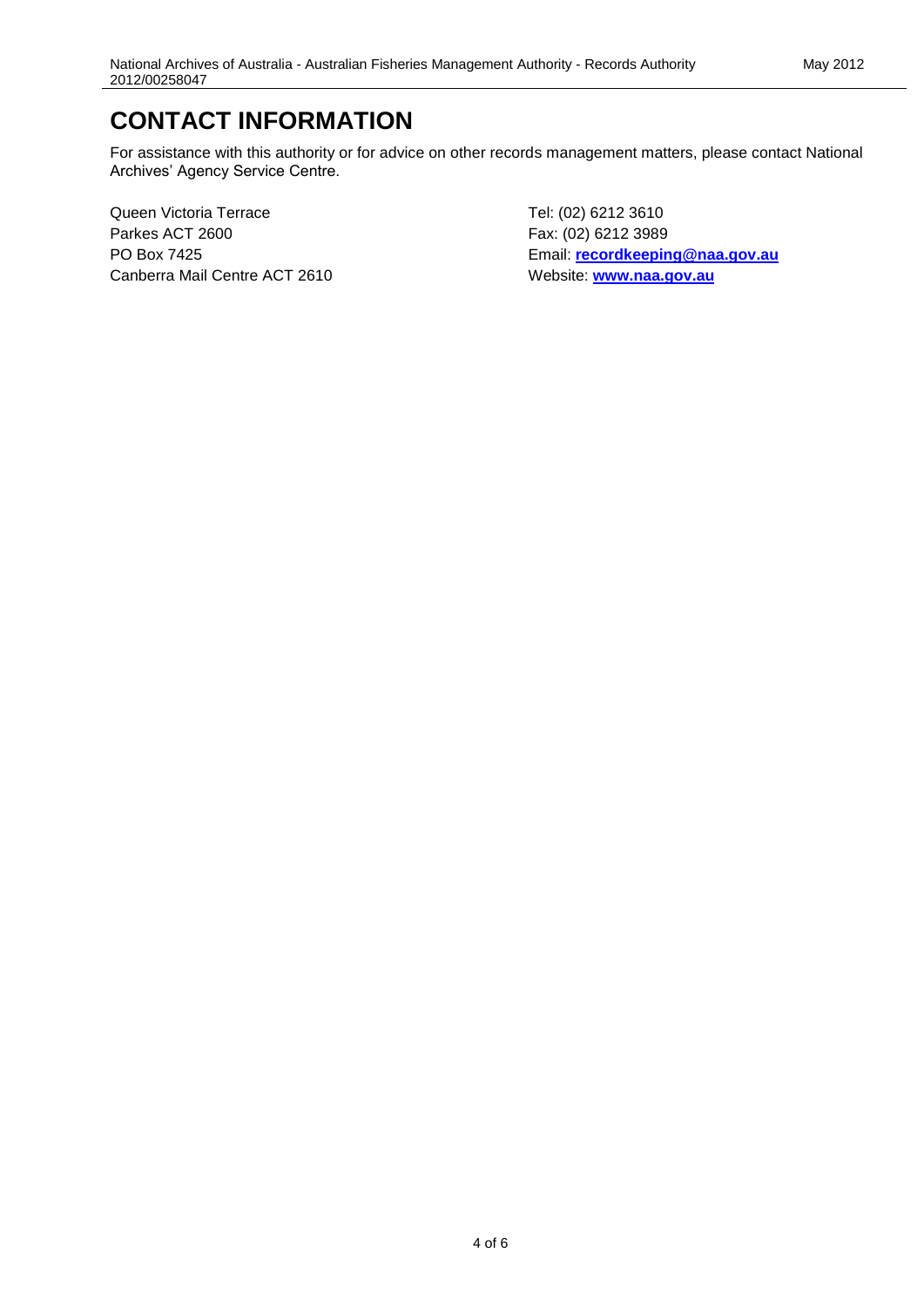# CONTACT INFORMATION

For assistance with this authority or for advice on other records management matters, please contact National Archives' Agency Service Centre.

Queen Victoria Terrace
Parkes ACT 2600
PO Box 7425
Canberra Mail Centre ACT 2610

Tel: (02) 6212 3610
Fax: (02) 6212 3989
Email: **recordkeeping@naa.gov.au**
Website: **www.naa.gov.au**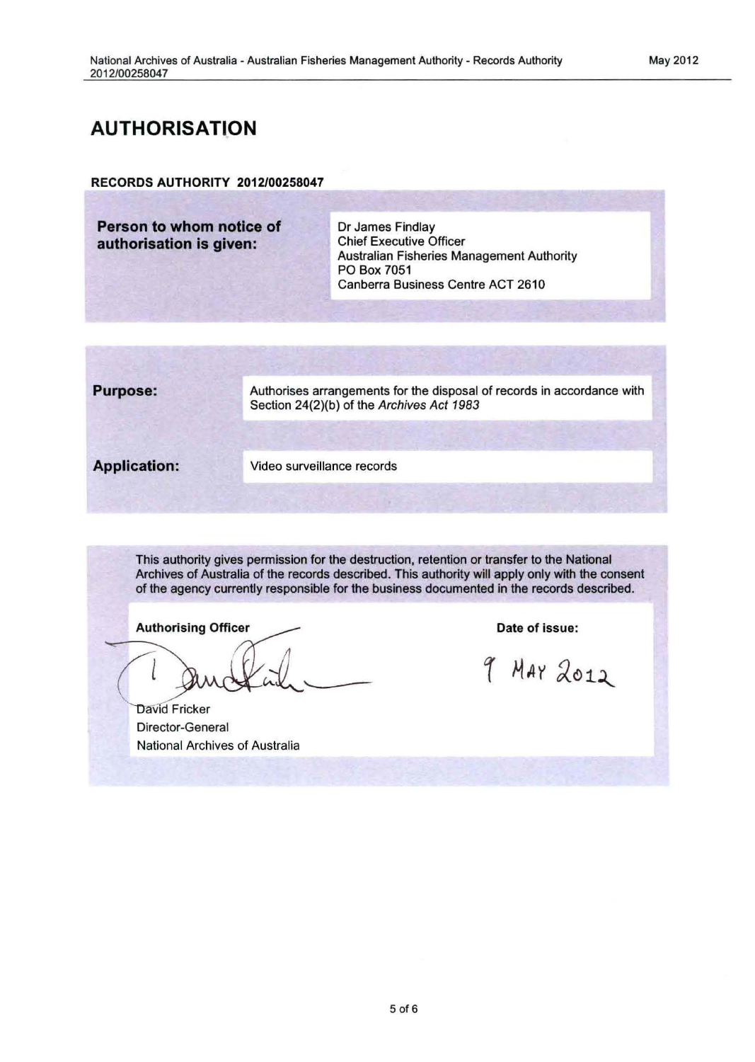# AUTHORISATION

**RECORDS AUTHORITY 2012/00258047**

| | |
|---|---|
| **Person to whom notice of authorisation is given:** | Dr James Findlay<br>Chief Executive Officer<br>Australian Fisheries Management Authority<br>PO Box 7051<br>Canberra Business Centre ACT 2610 |

| | |
|---|---|
| **Purpose:** | Authorises arrangements for the disposal of records in accordance with Section 24(2)(b) of the *Archives Act 1983* |
| **Application:** | Video surveillance records |

This authority gives permission for the destruction, retention or transfer to the National Archives of Australia of the records described. This authority will apply only with the consent of the agency currently responsible for the business documented in the records described.

| **Authorising Officer** | **Date of issue:** |
|---|---|
| David Fricker<br>Director-General<br>National Archives of Australia | 9 MAY 2012 |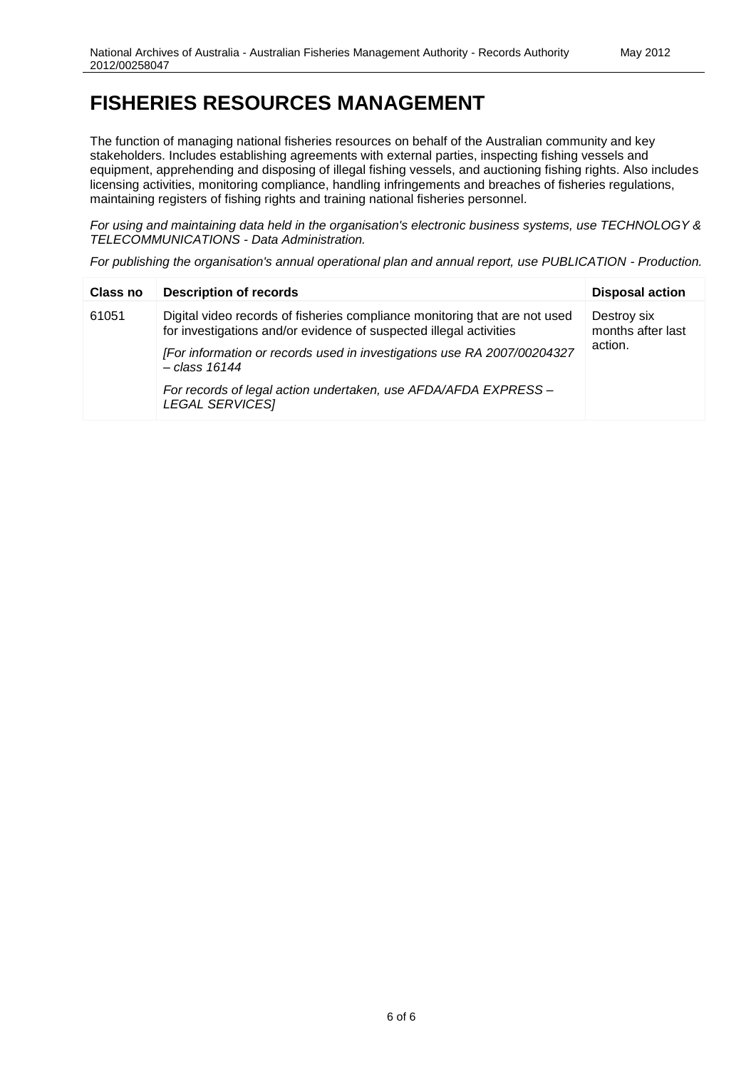# FISHERIES RESOURCES MANAGEMENT

The function of managing national fisheries resources on behalf of the Australian community and key stakeholders. Includes establishing agreements with external parties, inspecting fishing vessels and equipment, apprehending and disposing of illegal fishing vessels, and auctioning fishing rights. Also includes licensing activities, monitoring compliance, handling infringements and breaches of fisheries regulations, maintaining registers of fishing rights and training national fisheries personnel.

*For using and maintaining data held in the organisation's electronic business systems, use TECHNOLOGY & TELECOMMUNICATIONS - Data Administration.*

*For publishing the organisation's annual operational plan and annual report, use PUBLICATION - Production.*

| Class no | Description of records | Disposal action |
|---|---|---|
| 61051 | Digital video records of fisheries compliance monitoring that are not used for investigations and/or evidence of suspected illegal activities<br><br>*[For information or records used in investigations use RA 2007/00204327 – class 16144*<br><br>*For records of legal action undertaken, use AFDA/AFDA EXPRESS – LEGAL SERVICES]* | Destroy six months after last action. |